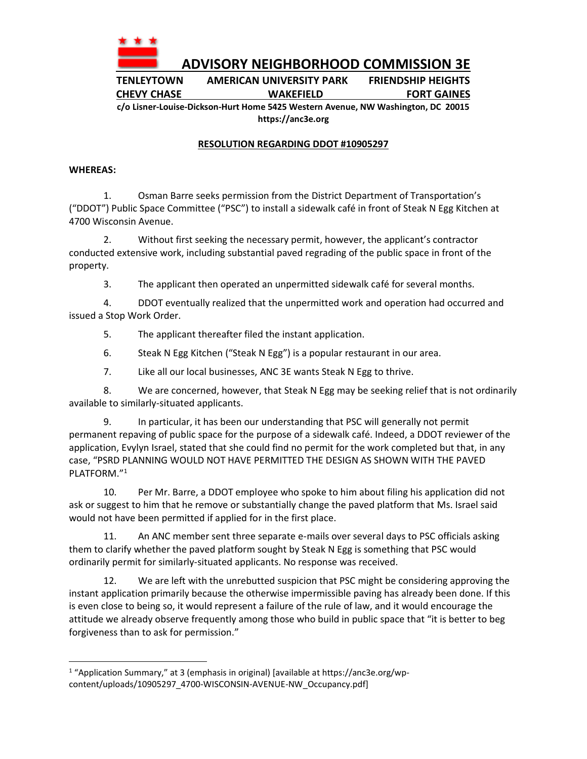# ADVISORY NEIGHBORHOOD COMMISSION 3E

**TENLEYTOWN AMERICAN UNIVERSITY PARK FRIENDSHIP HEIGHTS**
**CHEVY CHASE WAKEFIELD FORT GAINES**

**c/o Lisner-Louise-Dickson-Hurt Home 5425 Western Avenue, NW Washington, DC 20015**
**https://anc3e.org**

## RESOLUTION REGARDING DDOT #10905297

**WHEREAS:**

1. Osman Barre seeks permission from the District Department of Transportation's ("DDOT") Public Space Committee ("PSC") to install a sidewalk café in front of Steak N Egg Kitchen at 4700 Wisconsin Avenue.

2. Without first seeking the necessary permit, however, the applicant's contractor conducted extensive work, including substantial paved regrading of the public space in front of the property.

3. The applicant then operated an unpermitted sidewalk café for several months.

4. DDOT eventually realized that the unpermitted work and operation had occurred and issued a Stop Work Order.

5. The applicant thereafter filed the instant application.

6. Steak N Egg Kitchen ("Steak N Egg") is a popular restaurant in our area.

7. Like all our local businesses, ANC 3E wants Steak N Egg to thrive.

8. We are concerned, however, that Steak N Egg may be seeking relief that is not ordinarily available to similarly-situated applicants.

9. In particular, it has been our understanding that PSC will generally not permit permanent repaving of public space for the purpose of a sidewalk café. Indeed, a DDOT reviewer of the application, Evylyn Israel, stated that she could find no permit for the work completed but that, in any case, "PSRD PLANNING WOULD NOT HAVE PERMITTED THE DESIGN AS SHOWN WITH THE PAVED PLATFORM."[1]

10. Per Mr. Barre, a DDOT employee who spoke to him about filing his application did not ask or suggest to him that he remove or substantially change the paved platform that Ms. Israel said would not have been permitted if applied for in the first place.

11. An ANC member sent three separate e-mails over several days to PSC officials asking them to clarify whether the paved platform sought by Steak N Egg is something that PSC would ordinarily permit for similarly-situated applicants. No response was received.

12. We are left with the unrebutted suspicion that PSC might be considering approving the instant application primarily because the otherwise impermissible paving has already been done. If this is even close to being so, it would represent a failure of the rule of law, and it would encourage the attitude we already observe frequently among those who build in public space that "it is better to beg forgiveness than to ask for permission."

---

[1] "Application Summary," at 3 (emphasis in original) [available at https://anc3e.org/wp-content/uploads/10905297_4700-WISCONSIN-AVENUE-NW_Occupancy.pdf]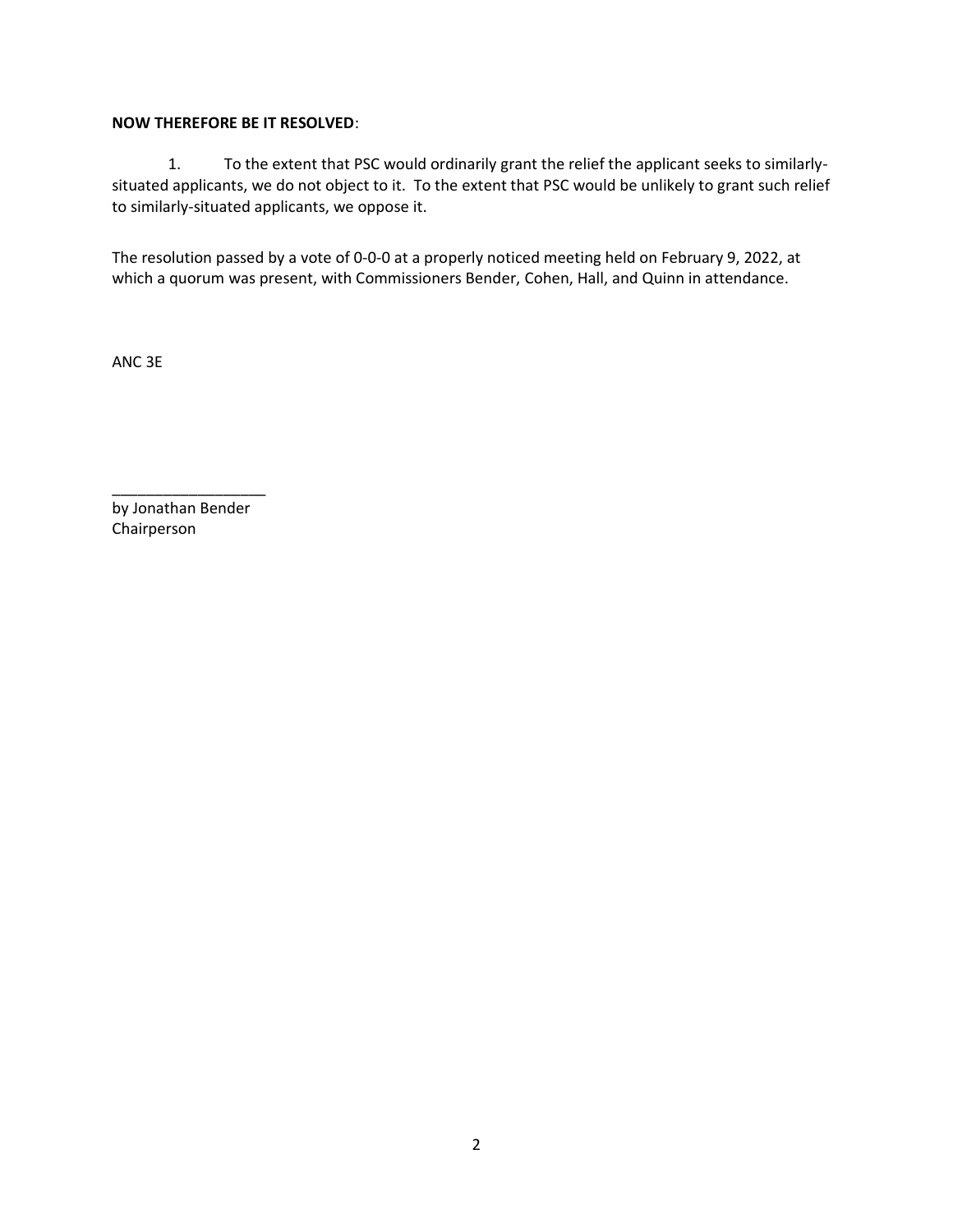**NOW THEREFORE BE IT RESOLVED**:

1. To the extent that PSC would ordinarily grant the relief the applicant seeks to similarly-situated applicants, we do not object to it. To the extent that PSC would be unlikely to grant such relief to similarly-situated applicants, we oppose it.

The resolution passed by a vote of 0-0-0 at a properly noticed meeting held on February 9, 2022, at which a quorum was present, with Commissioners Bender, Cohen, Hall, and Quinn in attendance.

ANC 3E

___________________
by Jonathan Bender
Chairperson